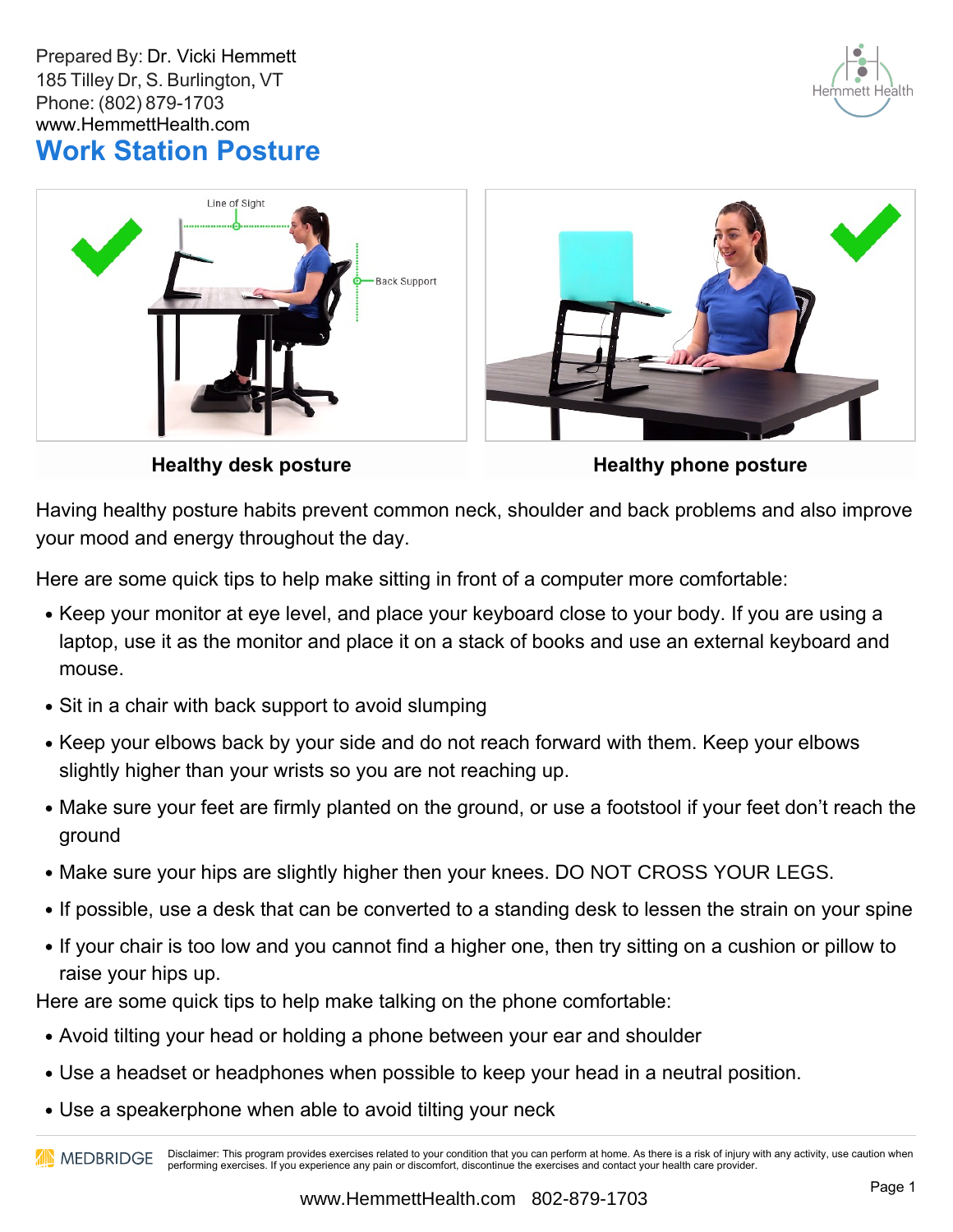Prepared By: Dr. Vicki Hemmett
185 Tilley Dr, S. Burlington, VT
Phone: (802) 879-1703
www.HemmettHealth.com

# Work Station Posture

**Healthy desk posture**

**Healthy phone posture**

Having healthy posture habits prevent common neck, shoulder and back problems and also improve your mood and energy throughout the day.

Here are some quick tips to help make sitting in front of a computer more comfortable:

- Keep your monitor at eye level, and place your keyboard close to your body. If you are using a laptop, use it as the monitor and place it on a stack of books and use an external keyboard and mouse.
- Sit in a chair with back support to avoid slumping
- Keep your elbows back by your side and do not reach forward with them. Keep your elbows slightly higher than your wrists so you are not reaching up.
- Make sure your feet are firmly planted on the ground, or use a footstool if your feet don't reach the ground
- Make sure your hips are slightly higher then your knees. DO NOT CROSS YOUR LEGS.
- If possible, use a desk that can be converted to a standing desk to lessen the strain on your spine
- If your chair is too low and you cannot find a higher one, then try sitting on a cushion or pillow to raise your hips up.

Here are some quick tips to help make talking on the phone comfortable:

- Avoid tilting your head or holding a phone between your ear and shoulder
- Use a headset or headphones when possible to keep your head in a neutral position.
- Use a speakerphone when able to avoid tilting your neck

Disclaimer: This program provides exercises related to your condition that you can perform at home. As there is a risk of injury with any activity, use caution when performing exercises. If you experience any pain or discomfort, discontinue the exercises and contact your health care provider.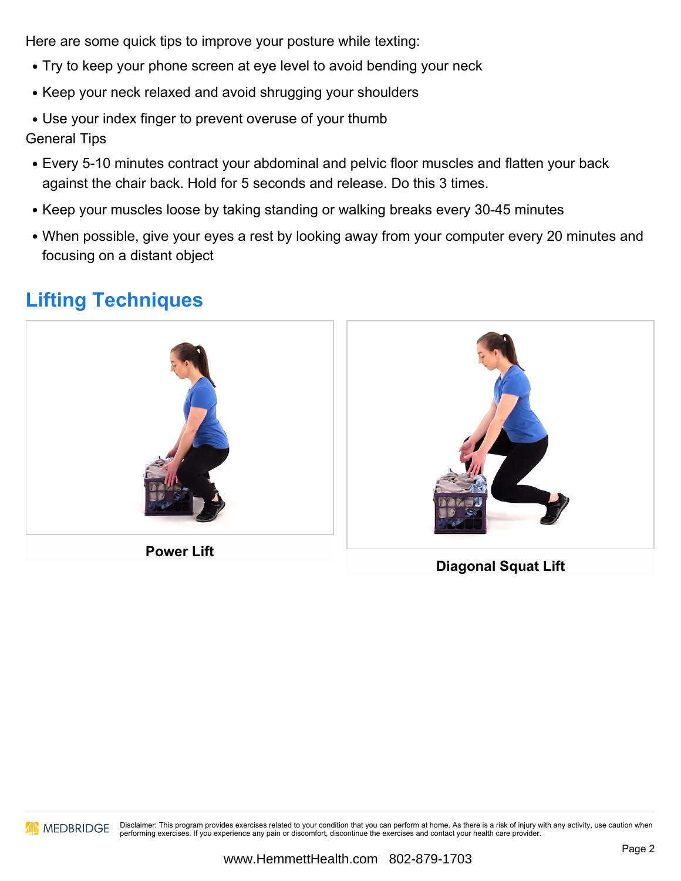Here are some quick tips to improve your posture while texting:

- Try to keep your phone screen at eye level to avoid bending your neck
- Keep your neck relaxed and avoid shrugging your shoulders
- Use your index finger to prevent overuse of your thumb

General Tips

- Every 5-10 minutes contract your abdominal and pelvic floor muscles and flatten your back against the chair back. Hold for 5 seconds and release. Do this 3 times.
- Keep your muscles loose by taking standing or walking breaks every 30-45 minutes
- When possible, give your eyes a rest by looking away from your computer every 20 minutes and focusing on a distant object

## Lifting Techniques

**Power Lift**

**Diagonal Squat Lift**

Disclaimer: This program provides exercises related to your condition that you can perform at home. As there is a risk of injury with any activity, use caution when performing exercises. If you experience any pain or discomfort, discontinue the exercises and contact your health care provider.

www.HemmettHealth.com 802-879-1703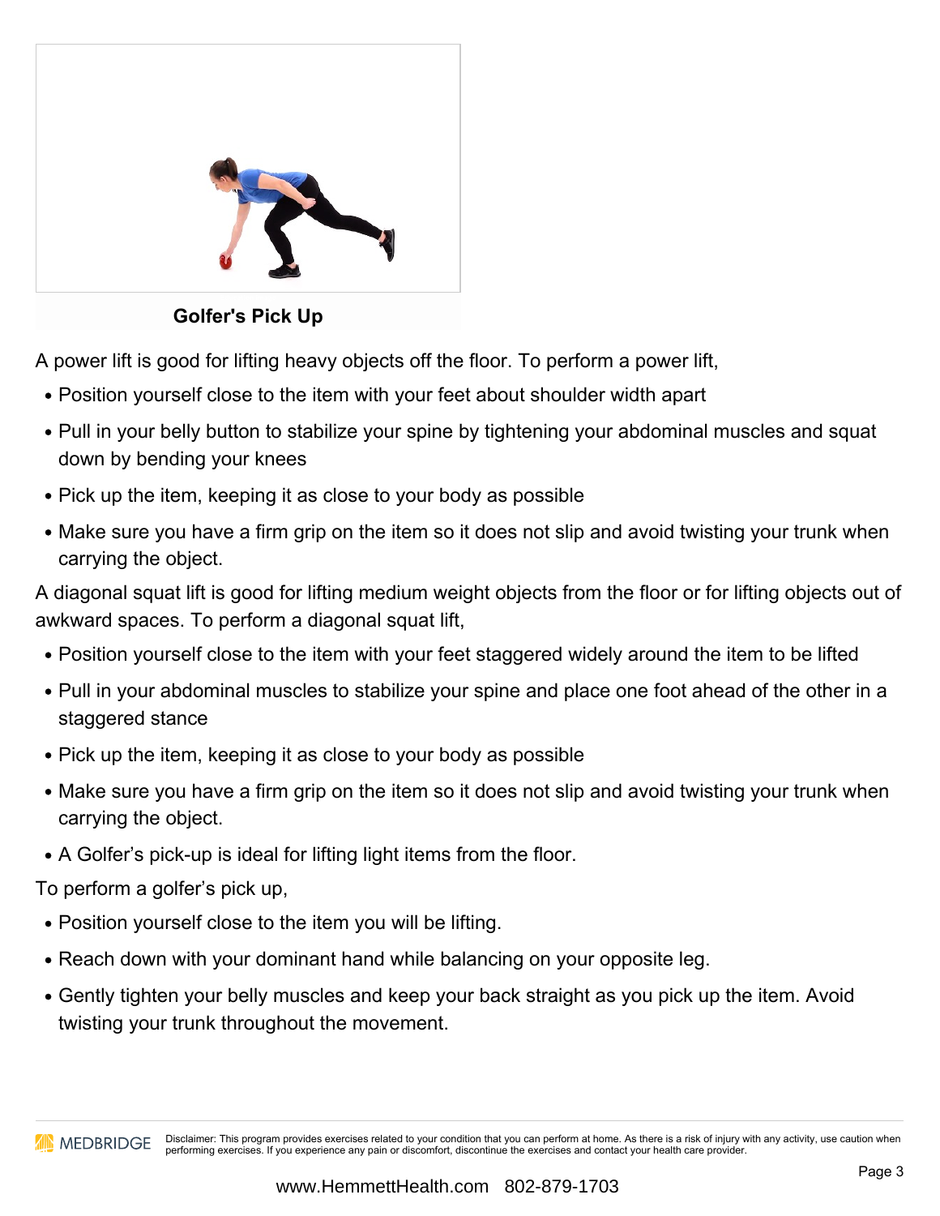**Golfer's Pick Up**

A power lift is good for lifting heavy objects off the floor. To perform a power lift,

- Position yourself close to the item with your feet about shoulder width apart
- Pull in your belly button to stabilize your spine by tightening your abdominal muscles and squat down by bending your knees
- Pick up the item, keeping it as close to your body as possible
- Make sure you have a firm grip on the item so it does not slip and avoid twisting your trunk when carrying the object.

A diagonal squat lift is good for lifting medium weight objects from the floor or for lifting objects out of awkward spaces. To perform a diagonal squat lift,

- Position yourself close to the item with your feet staggered widely around the item to be lifted
- Pull in your abdominal muscles to stabilize your spine and place one foot ahead of the other in a staggered stance
- Pick up the item, keeping it as close to your body as possible
- Make sure you have a firm grip on the item so it does not slip and avoid twisting your trunk when carrying the object.
- A Golfer's pick-up is ideal for lifting light items from the floor.

To perform a golfer's pick up,

- Position yourself close to the item you will be lifting.
- Reach down with your dominant hand while balancing on your opposite leg.
- Gently tighten your belly muscles and keep your back straight as you pick up the item. Avoid twisting your trunk throughout the movement.

MEDBRIDGE Disclaimer: This program provides exercises related to your condition that you can perform at home. As there is a risk of injury with any activity, use caution when performing exercises. If you experience any pain or discomfort, discontinue the exercises and contact your health care provider.

www.HemmettHealth.com 802-879-1703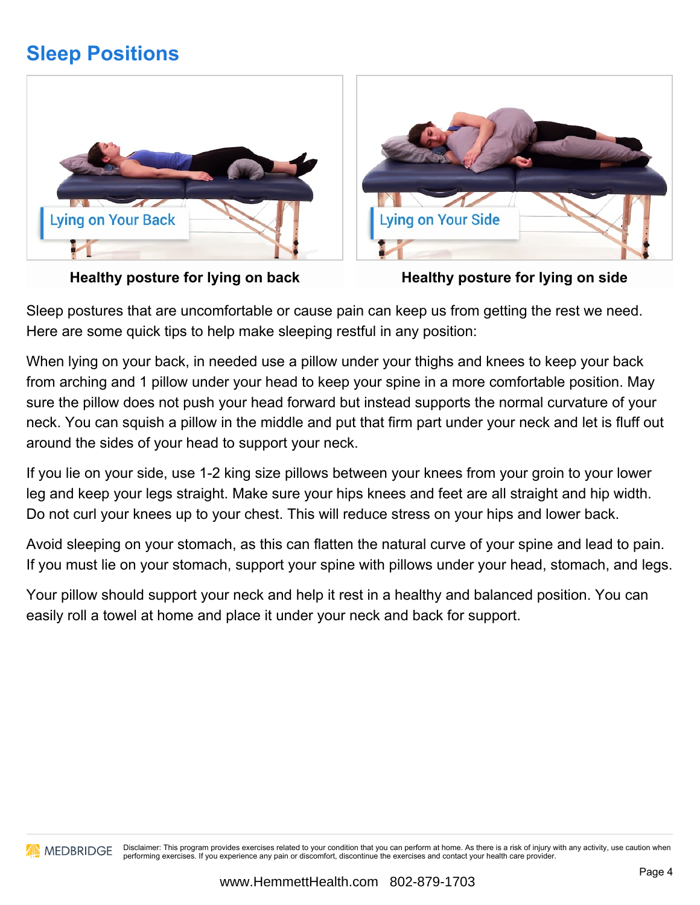## Sleep Positions

Healthy posture for lying on back

Healthy posture for lying on side

Sleep postures that are uncomfortable or cause pain can keep us from getting the rest we need. Here are some quick tips to help make sleeping restful in any position:

When lying on your back, in needed use a pillow under your thighs and knees to keep your back from arching and 1 pillow under your head to keep your spine in a more comfortable position. May sure the pillow does not push your head forward but instead supports the normal curvature of your neck. You can squish a pillow in the middle and put that firm part under your neck and let is fluff out around the sides of your head to support your neck.

If you lie on your side, use 1-2 king size pillows between your knees from your groin to your lower leg and keep your legs straight. Make sure your hips knees and feet are all straight and hip width. Do not curl your knees up to your chest. This will reduce stress on your hips and lower back.

Avoid sleeping on your stomach, as this can flatten the natural curve of your spine and lead to pain. If you must lie on your stomach, support your spine with pillows under your head, stomach, and legs.

Your pillow should support your neck and help it rest in a healthy and balanced position. You can easily roll a towel at home and place it under your neck and back for support.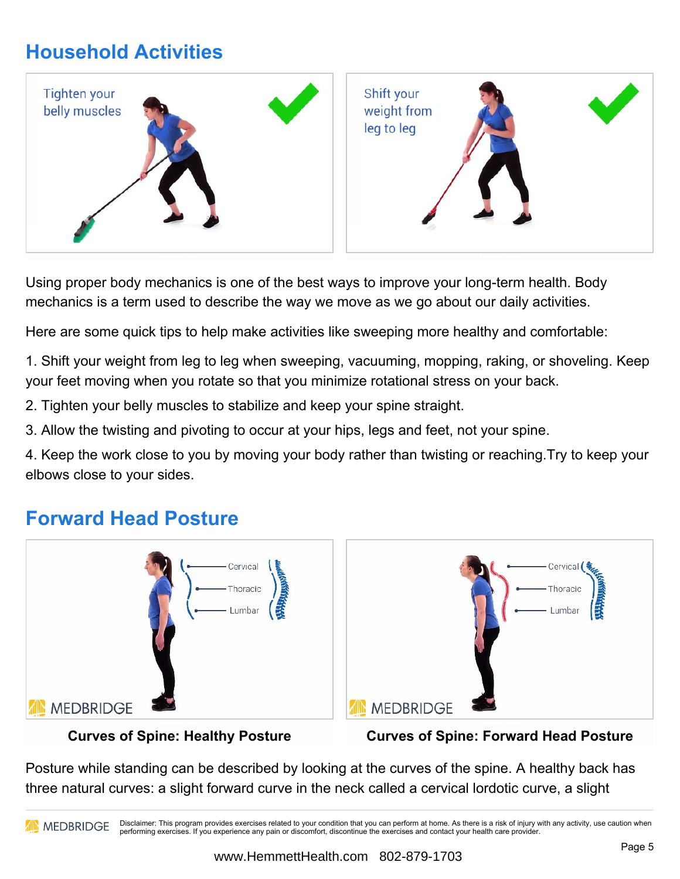## Household Activities

Using proper body mechanics is one of the best ways to improve your long-term health. Body mechanics is a term used to describe the way we move as we go about our daily activities.

Here are some quick tips to help make activities like sweeping more healthy and comfortable:

1. Shift your weight from leg to leg when sweeping, vacuuming, mopping, raking, or shoveling. Keep your feet moving when you rotate so that you minimize rotational stress on your back.
2. Tighten your belly muscles to stabilize and keep your spine straight.
3. Allow the twisting and pivoting to occur at your hips, legs and feet, not your spine.
4. Keep the work close to you by moving your body rather than twisting or reaching.Try to keep your elbows close to your sides.

## Forward Head Posture

**Curves of Spine: Healthy Posture**

**Curves of Spine: Forward Head Posture**

Posture while standing can be described by looking at the curves of the spine. A healthy back has three natural curves: a slight forward curve in the neck called a cervical lordotic curve, a slight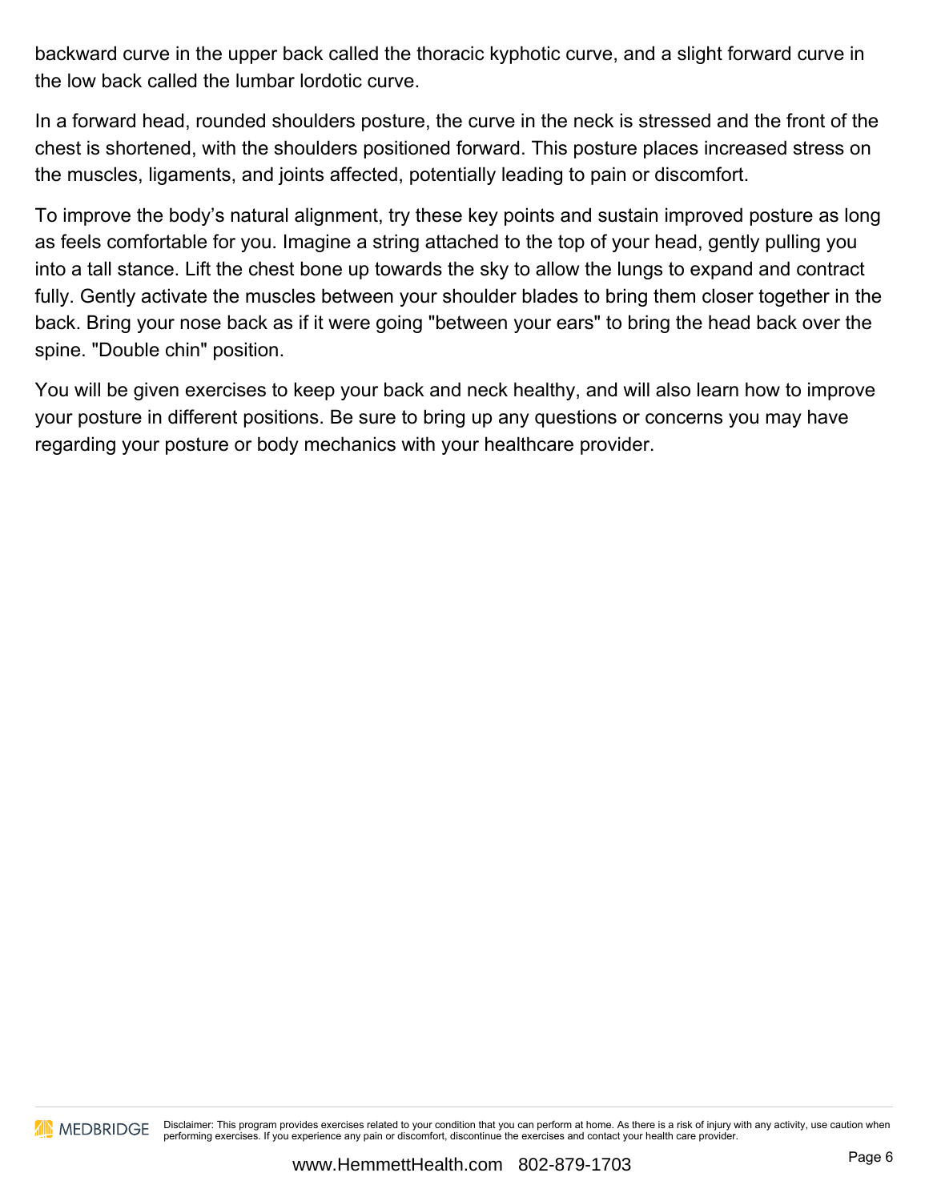backward curve in the upper back called the thoracic kyphotic curve, and a slight forward curve in the low back called the lumbar lordotic curve.

In a forward head, rounded shoulders posture, the curve in the neck is stressed and the front of the chest is shortened, with the shoulders positioned forward. This posture places increased stress on the muscles, ligaments, and joints affected, potentially leading to pain or discomfort.

To improve the body's natural alignment, try these key points and sustain improved posture as long as feels comfortable for you. Imagine a string attached to the top of your head, gently pulling you into a tall stance. Lift the chest bone up towards the sky to allow the lungs to expand and contract fully. Gently activate the muscles between your shoulder blades to bring them closer together in the back. Bring your nose back as if it were going "between your ears" to bring the head back over the spine. "Double chin" position.

You will be given exercises to keep your back and neck healthy, and will also learn how to improve your posture in different positions. Be sure to bring up any questions or concerns you may have regarding your posture or body mechanics with your healthcare provider.